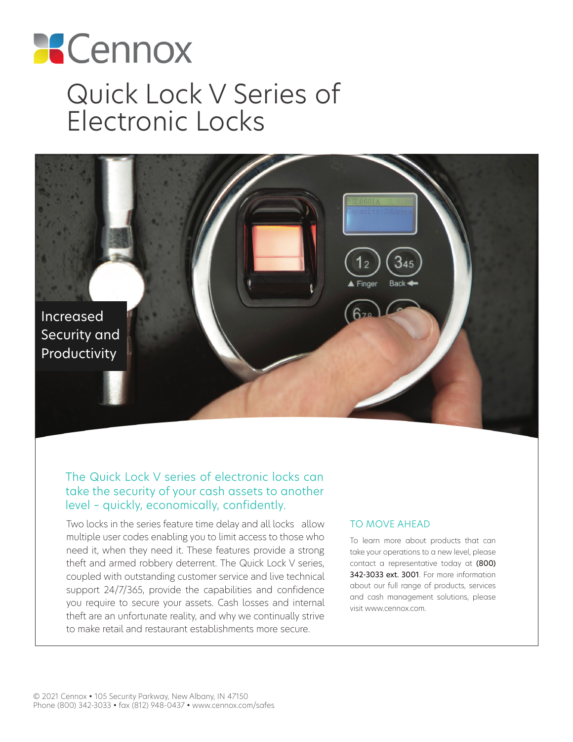# Cennox

# Quick Lock V Series of Electronic Locks

Increased Security and Productivity

## The Quick Lock V series of electronic locks can take the security of your cash assets to another level – quickly, economically, confidently.

Two locks in the series feature time delay and all locks allow multiple user codes enabling you to limit access to those who need it, when they need it. These features provide a strong theft and armed robbery deterrent. The Quick Lock V series, coupled with outstanding customer service and live technical support 24/7/365, provide the capabilities and confidence you require to secure your assets. Cash losses and internal theft are an unfortunate reality, and why we continually strive to make retail and restaurant establishments more secure.

### TO MOVE AHEAD

To learn more about products that can take your operations to a new level, please contact a representative today at **(800) 342-3033 ext. 3001**. For more information about our full range of products, services and cash management solutions, please visit www.cennox.com.

© 2021 Cennox • 105 Security Parkway, New Albany, IN 47150
Phone (800) 342-3033 • fax (812) 948-0437 • www.cennox.com/safes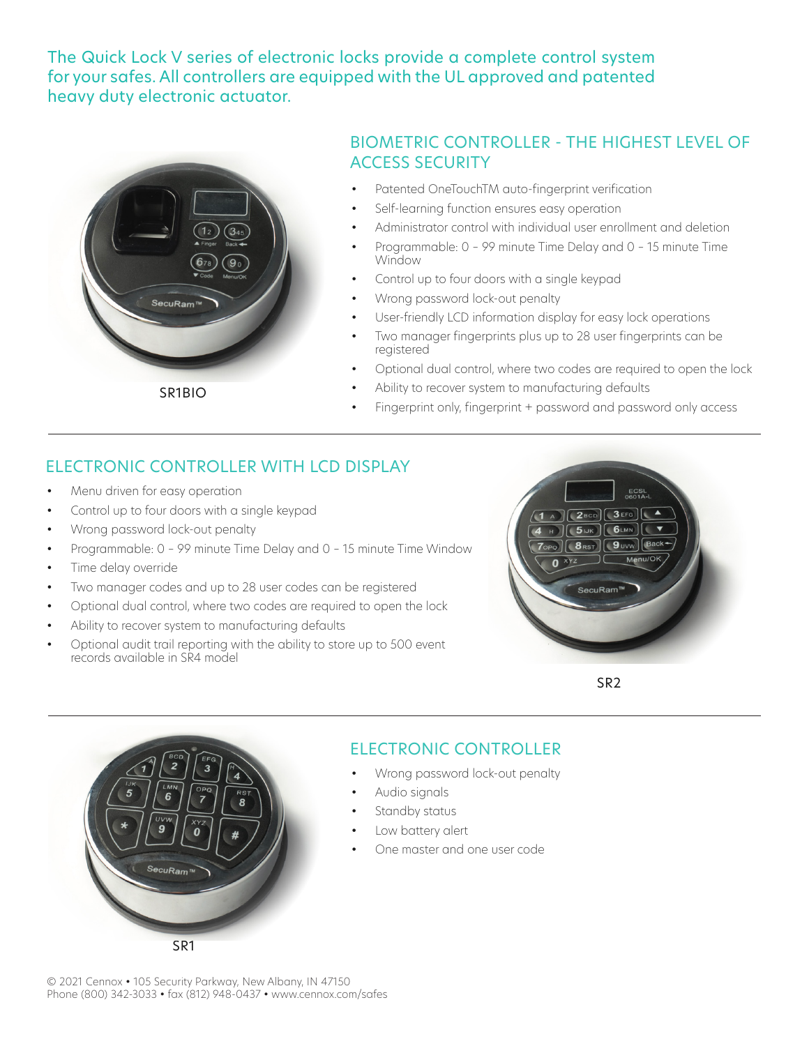The Quick Lock V series of electronic locks provide a complete control system for your safes. All controllers are equipped with the UL approved and patented heavy duty electronic actuator.

SR1BIO

## BIOMETRIC CONTROLLER - THE HIGHEST LEVEL OF ACCESS SECURITY

- Patented OneTouchTM auto-fingerprint verification
- Self-learning function ensures easy operation
- Administrator control with individual user enrollment and deletion
- Programmable: 0 – 99 minute Time Delay and 0 – 15 minute Time Window
- Control up to four doors with a single keypad
- Wrong password lock-out penalty
- User-friendly LCD information display for easy lock operations
- Two manager fingerprints plus up to 28 user fingerprints can be registered
- Optional dual control, where two codes are required to open the lock
- Ability to recover system to manufacturing defaults
- Fingerprint only, fingerprint + password and password only access

## ELECTRONIC CONTROLLER WITH LCD DISPLAY

- Menu driven for easy operation
- Control up to four doors with a single keypad
- Wrong password lock-out penalty
- Programmable: 0 – 99 minute Time Delay and 0 – 15 minute Time Window
- Time delay override
- Two manager codes and up to 28 user codes can be registered
- Optional dual control, where two codes are required to open the lock
- Ability to recover system to manufacturing defaults
- Optional audit trail reporting with the ability to store up to 500 event records available in SR4 model

SR2

## ELECTRONIC CONTROLLER

- Wrong password lock-out penalty
- Audio signals
- Standby status
- Low battery alert
- One master and one user code

SR1

© 2021 Cennox • 105 Security Parkway, New Albany, IN 47150
Phone (800) 342-3033 • fax (812) 948-0437 • www.cennox.com/safes